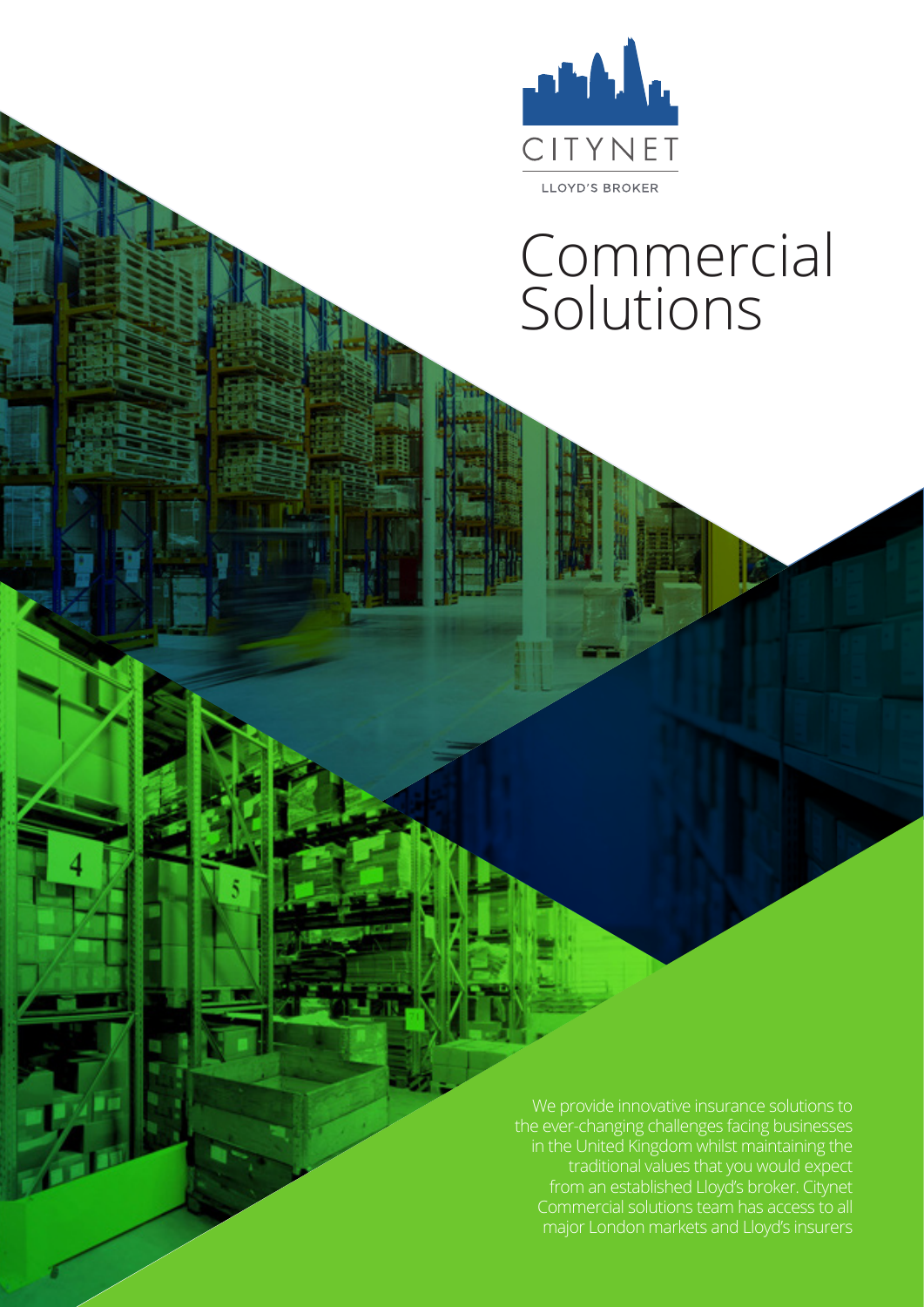CITYNET

LLOYD'S BROKER

# Commercial Solutions

We provide innovative insurance solutions to the ever-changing challenges facing businesses in the United Kingdom whilst maintaining the traditional values that you would expect from an established Lloyd's broker. Citynet Commercial solutions team has access to all major London markets and Lloyd's insurers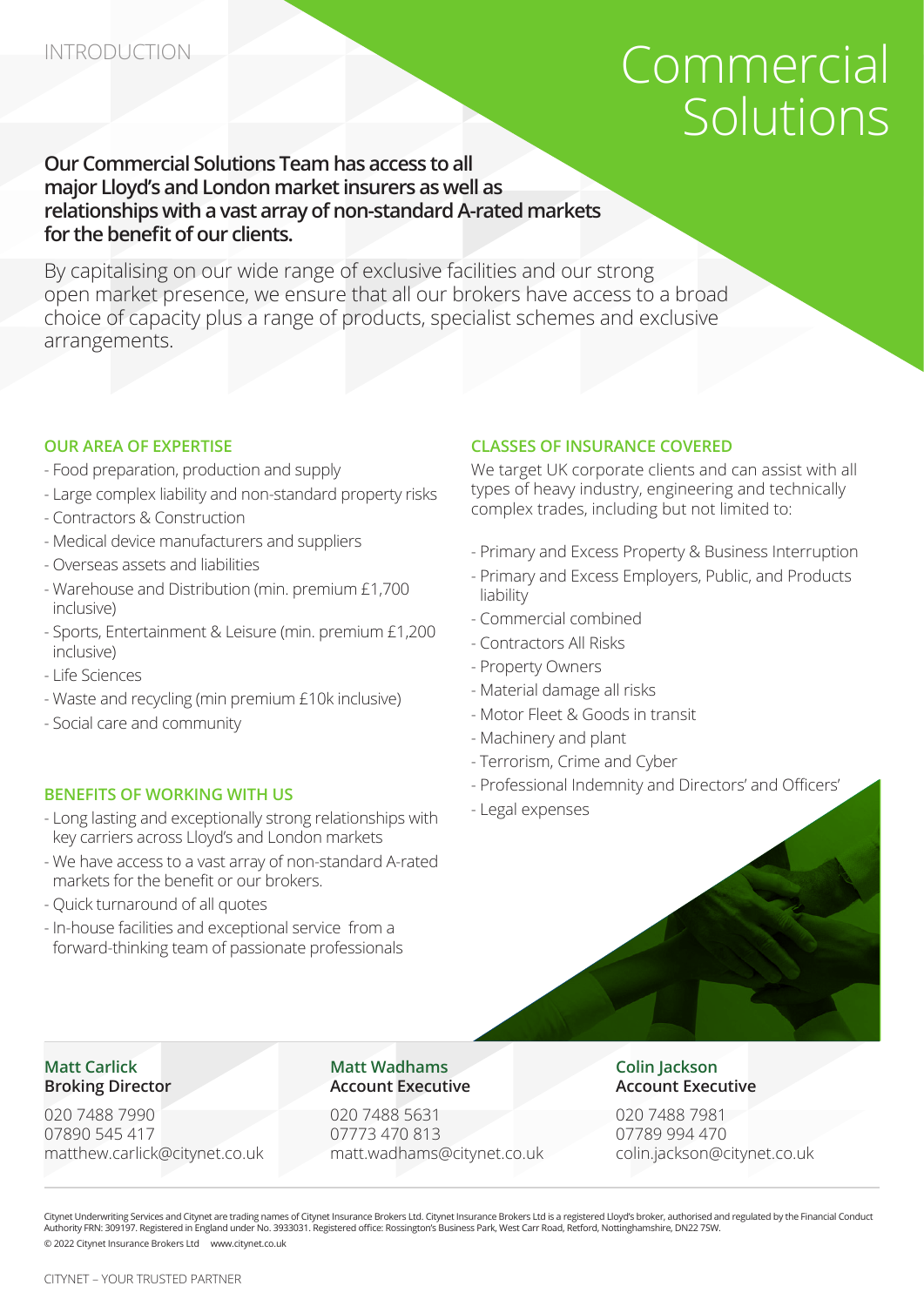INTRODUCTION

# Commercial Solutions

**Our Commercial Solutions Team has access to all major Lloyd's and London market insurers as well as relationships with a vast array of non-standard A-rated markets for the benefit of our clients.**

By capitalising on our wide range of exclusive facilities and our strong open market presence, we ensure that all our brokers have access to a broad choice of capacity plus a range of products, specialist schemes and exclusive arrangements.

## OUR AREA OF EXPERTISE

- Food preparation, production and supply
- Large complex liability and non-standard property risks
- Contractors & Construction
- Medical device manufacturers and suppliers
- Overseas assets and liabilities
- Warehouse and Distribution (min. premium £1,700 inclusive)
- Sports, Entertainment & Leisure (min. premium £1,200 inclusive)
- Life Sciences
- Waste and recycling (min premium £10k inclusive)
- Social care and community

## BENEFITS OF WORKING WITH US

- Long lasting and exceptionally strong relationships with key carriers across Lloyd's and London markets
- We have access to a vast array of non-standard A-rated markets for the benefit or our brokers.
- Quick turnaround of all quotes
- In-house facilities and exceptional service from a forward-thinking team of passionate professionals

## CLASSES OF INSURANCE COVERED

We target UK corporate clients and can assist with all types of heavy industry, engineering and technically complex trades, including but not limited to:

- Primary and Excess Property & Business Interruption
- Primary and Excess Employers, Public, and Products liability
- Commercial combined
- Contractors All Risks
- Property Owners
- Material damage all risks
- Motor Fleet & Goods in transit
- Machinery and plant
- Terrorism, Crime and Cyber
- Professional Indemnity and Directors' and Officers'
- Legal expenses

**Matt Carlick**
**Broking Director**
020 7488 7990
07890 545 417
matthew.carlick@citynet.co.uk

**Matt Wadhams**
**Account Executive**
020 7488 5631
07773 470 813
matt.wadhams@citynet.co.uk

**Colin Jackson**
**Account Executive**
020 7488 7981
07789 994 470
colin.jackson@citynet.co.uk

Citynet Underwriting Services and Citynet are trading names of Citynet Insurance Brokers Ltd. Citynet Insurance Brokers Ltd is a registered Lloyd's broker, authorised and regulated by the Financial Conduct Authority FRN: 309197. Registered in England under No. 3933031. Registered office: Rossington's Business Park, West Carr Road, Retford, Nottinghamshire, DN22 7SW.

© 2022 Citynet Insurance Brokers Ltd www.citynet.co.uk

CITYNET – YOUR TRUSTED PARTNER